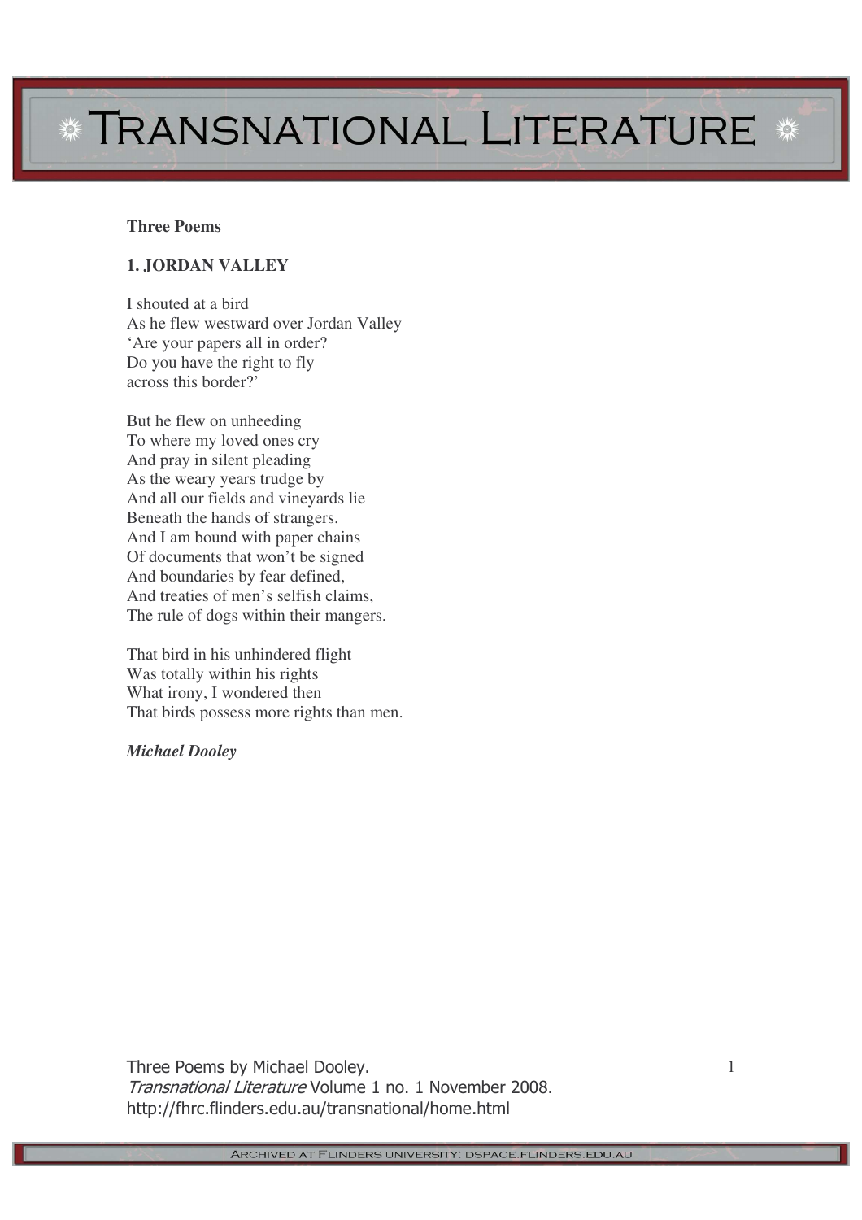**Three Poems**

**1. JORDAN VALLEY**

I shouted at a bird  
As he flew westward over Jordan Valley  
'Are your papers all in order?  
Do you have the right to fly  
across this border?'

But he flew on unheeding  
To where my loved ones cry  
And pray in silent pleading  
As the weary years trudge by  
And all our fields and vineyards lie  
Beneath the hands of strangers.  
And I am bound with paper chains  
Of documents that won't be signed  
And boundaries by fear defined,  
And treaties of men's selfish claims,  
The rule of dogs within their mangers.

That bird in his unhindered flight  
Was totally within his rights  
What irony, I wondered then  
That birds possess more rights than men.

***Michael Dooley***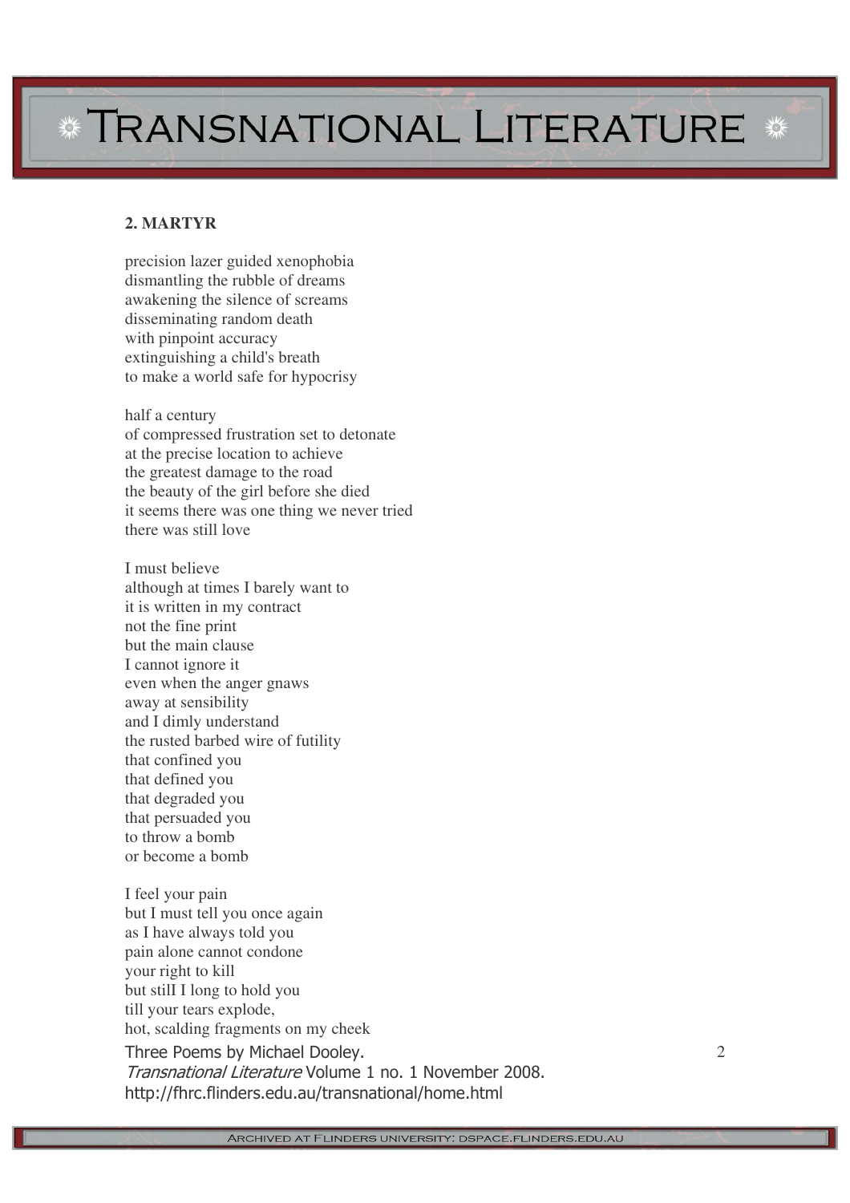**2. MARTYR**

precision lazer guided xenophobia
dismantling the rubble of dreams
awakening the silence of screams
disseminating random death
with pinpoint accuracy
extinguishing a child's breath
to make a world safe for hypocrisy

half a century
of compressed frustration set to detonate
at the precise location to achieve
the greatest damage to the road
the beauty of the girl before she died
it seems there was one thing we never tried
there was still love

I must believe
although at times I barely want to
it is written in my contract
not the fine print
but the main clause
I cannot ignore it
even when the anger gnaws
away at sensibility
and I dimly understand
the rusted barbed wire of futility
that confined you
that defined you
that degraded you
that persuaded you
to throw a bomb
or become a bomb

I feel your pain
but I must tell you once again
as I have always told you
pain alone cannot condone
your right to kill
but stilI I long to hold you
till your tears explode,
hot, scalding fragments on my cheek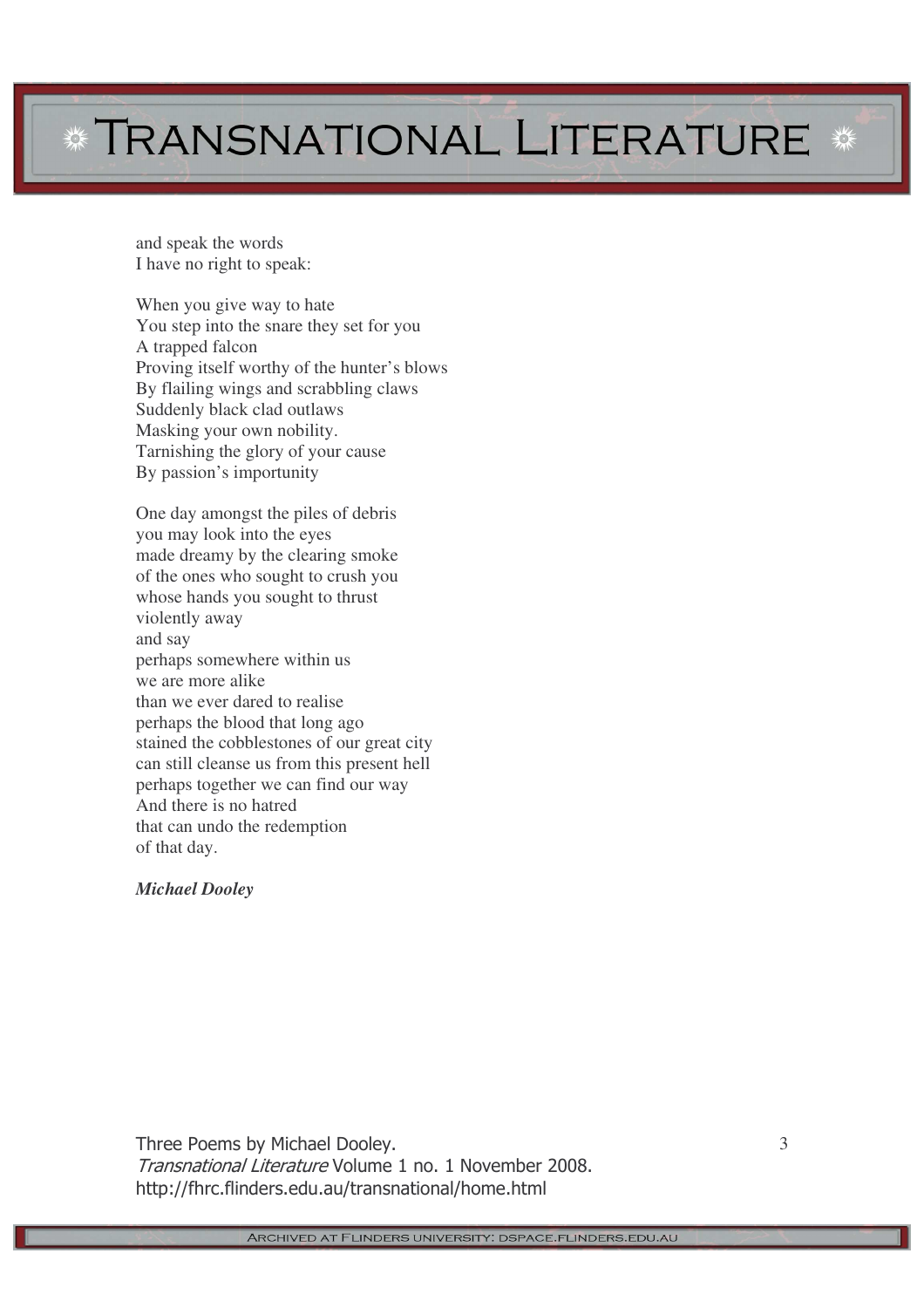and speak the words  
I have no right to speak:

When you give way to hate  
You step into the snare they set for you  
A trapped falcon  
Proving itself worthy of the hunter's blows  
By flailing wings and scrabbling claws  
Suddenly black clad outlaws  
Masking your own nobility.  
Tarnishing the glory of your cause  
By passion's importunity

One day amongst the piles of debris  
you may look into the eyes  
made dreamy by the clearing smoke  
of the ones who sought to crush you  
whose hands you sought to thrust  
violently away  
and say  
perhaps somewhere within us  
we are more alike  
than we ever dared to realise  
perhaps the blood that long ago  
stained the cobblestones of our great city  
can still cleanse us from this present hell  
perhaps together we can find our way  
And there is no hatred  
that can undo the redemption  
of that day.

***Michael Dooley***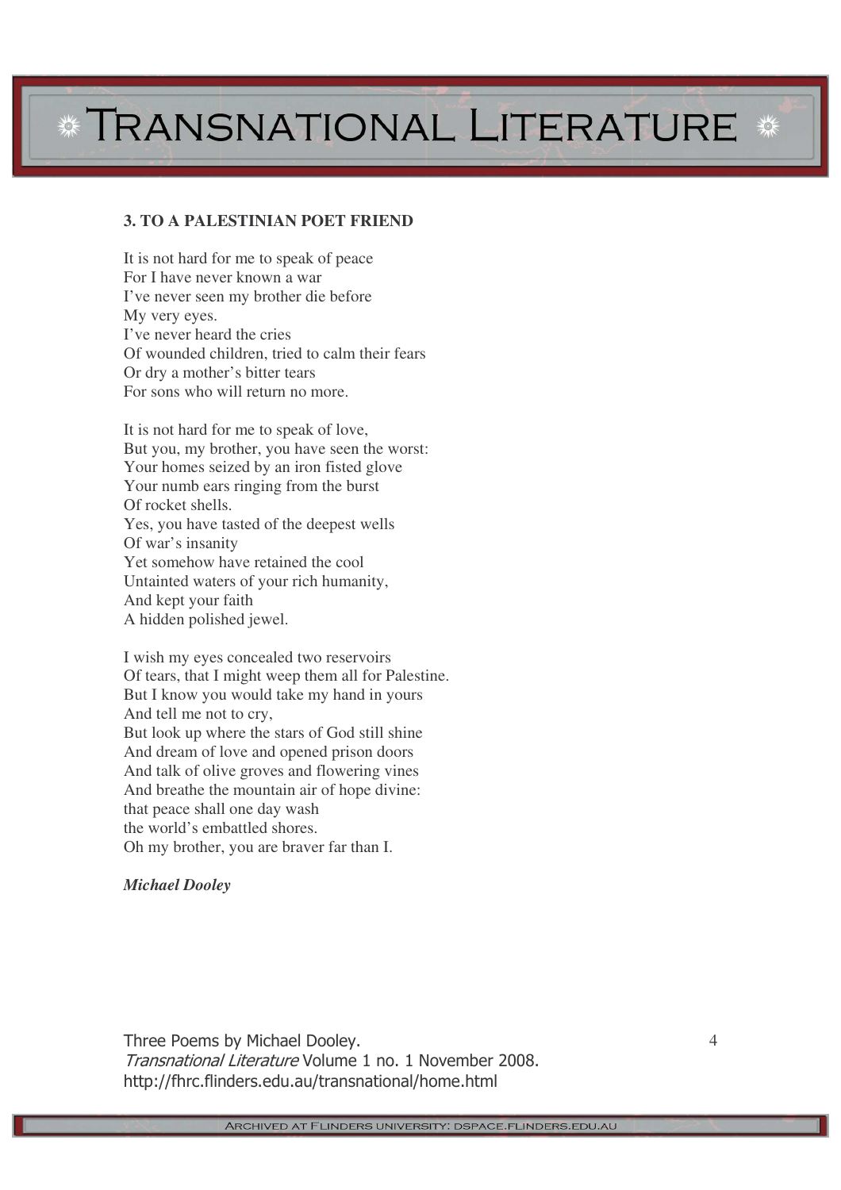### 3. TO A PALESTINIAN POET FRIEND

It is not hard for me to speak of peace
For I have never known a war
I've never seen my brother die before
My very eyes.
I've never heard the cries
Of wounded children, tried to calm their fears
Or dry a mother's bitter tears
For sons who will return no more.

It is not hard for me to speak of love,
But you, my brother, you have seen the worst:
Your homes seized by an iron fisted glove
Your numb ears ringing from the burst
Of rocket shells.
Yes, you have tasted of the deepest wells
Of war's insanity
Yet somehow have retained the cool
Untainted waters of your rich humanity,
And kept your faith
A hidden polished jewel.

I wish my eyes concealed two reservoirs
Of tears, that I might weep them all for Palestine.
But I know you would take my hand in yours
And tell me not to cry,
But look up where the stars of God still shine
And dream of love and opened prison doors
And talk of olive groves and flowering vines
And breathe the mountain air of hope divine:
that peace shall one day wash
the world's embattled shores.
Oh my brother, you are braver far than I.

***Michael Dooley***